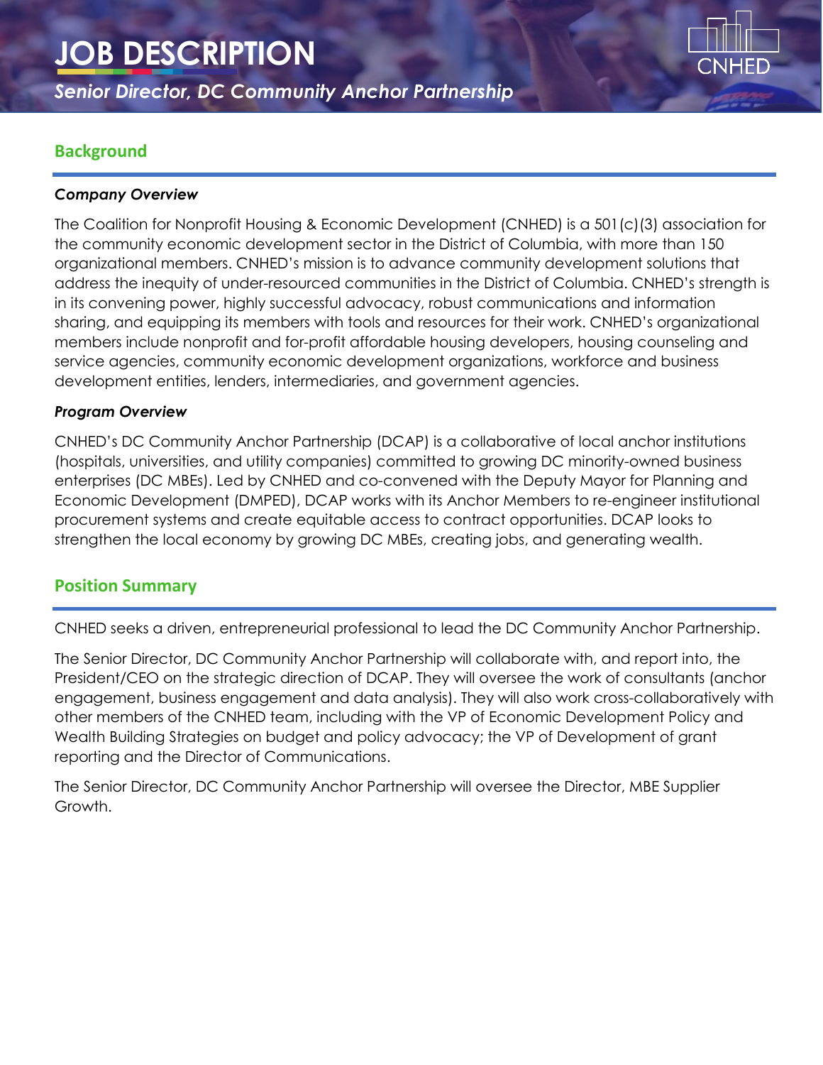# JOB DESCRIPTION

*Senior Director, DC Community Anchor Partnership*

CNHED

## Background

### *Company Overview*

The Coalition for Nonprofit Housing & Economic Development (CNHED) is a 501(c)(3) association for the community economic development sector in the District of Columbia, with more than 150 organizational members. CNHED's mission is to advance community development solutions that address the inequity of under-resourced communities in the District of Columbia. CNHED's strength is in its convening power, highly successful advocacy, robust communications and information sharing, and equipping its members with tools and resources for their work. CNHED's organizational members include nonprofit and for-profit affordable housing developers, housing counseling and service agencies, community economic development organizations, workforce and business development entities, lenders, intermediaries, and government agencies.

### *Program Overview*

CNHED's DC Community Anchor Partnership (DCAP) is a collaborative of local anchor institutions (hospitals, universities, and utility companies) committed to growing DC minority-owned business enterprises (DC MBEs). Led by CNHED and co-convened with the Deputy Mayor for Planning and Economic Development (DMPED), DCAP works with its Anchor Members to re-engineer institutional procurement systems and create equitable access to contract opportunities. DCAP looks to strengthen the local economy by growing DC MBEs, creating jobs, and generating wealth.

## Position Summary

CNHED seeks a driven, entrepreneurial professional to lead the DC Community Anchor Partnership.

The Senior Director, DC Community Anchor Partnership will collaborate with, and report into, the President/CEO on the strategic direction of DCAP. They will oversee the work of consultants (anchor engagement, business engagement and data analysis). They will also work cross-collaboratively with other members of the CNHED team, including with the VP of Economic Development Policy and Wealth Building Strategies on budget and policy advocacy; the VP of Development of grant reporting and the Director of Communications.

The Senior Director, DC Community Anchor Partnership will oversee the Director, MBE Supplier Growth.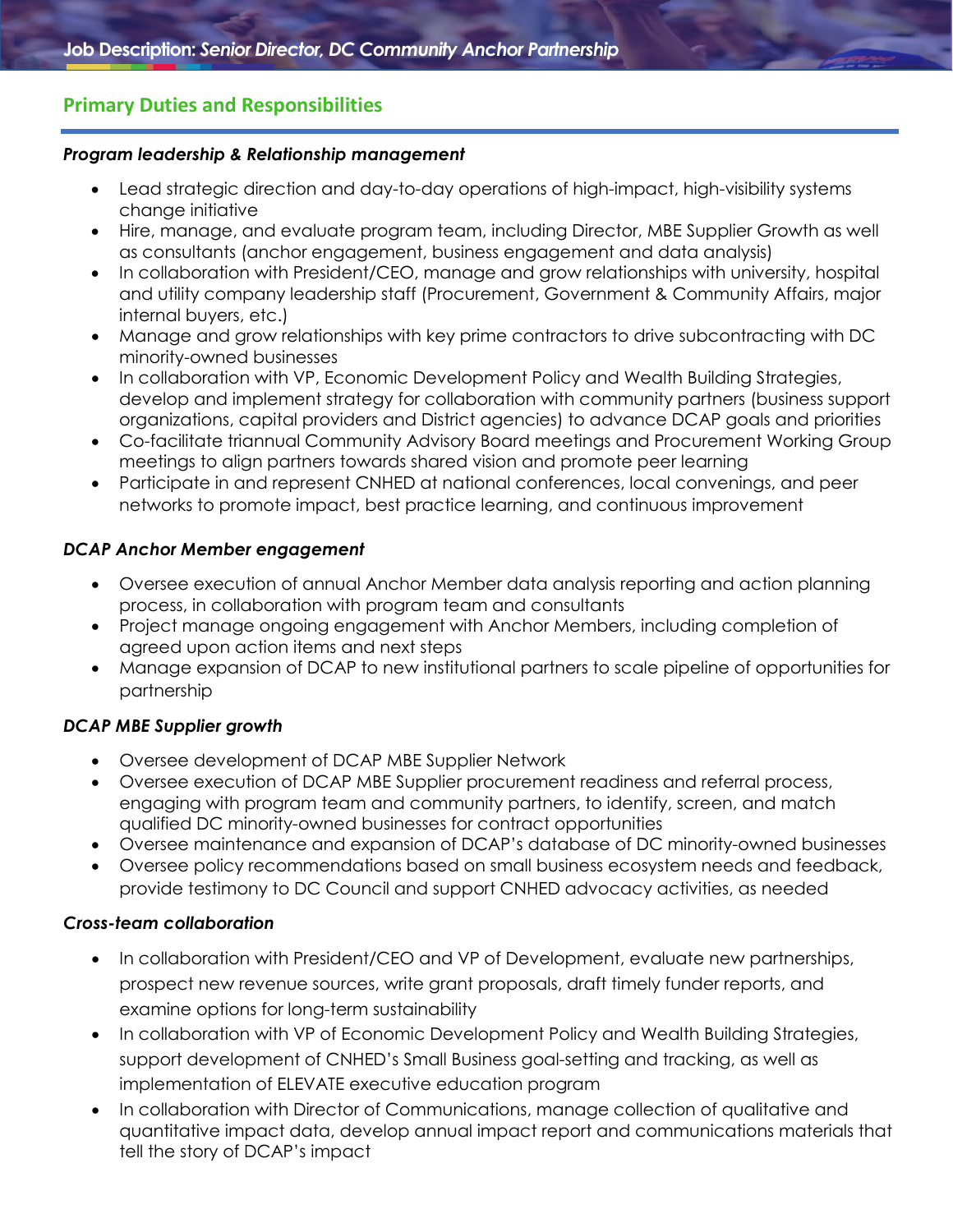## Primary Duties and Responsibilities

### *Program leadership & Relationship management*

- Lead strategic direction and day-to-day operations of high-impact, high-visibility systems change initiative
- Hire, manage, and evaluate program team, including Director, MBE Supplier Growth as well as consultants (anchor engagement, business engagement and data analysis)
- In collaboration with President/CEO, manage and grow relationships with university, hospital and utility company leadership staff (Procurement, Government & Community Affairs, major internal buyers, etc.)
- Manage and grow relationships with key prime contractors to drive subcontracting with DC minority-owned businesses
- In collaboration with VP, Economic Development Policy and Wealth Building Strategies, develop and implement strategy for collaboration with community partners (business support organizations, capital providers and District agencies) to advance DCAP goals and priorities
- Co-facilitate triannual Community Advisory Board meetings and Procurement Working Group meetings to align partners towards shared vision and promote peer learning
- Participate in and represent CNHED at national conferences, local convenings, and peer networks to promote impact, best practice learning, and continuous improvement

### *DCAP Anchor Member engagement*

- Oversee execution of annual Anchor Member data analysis reporting and action planning process, in collaboration with program team and consultants
- Project manage ongoing engagement with Anchor Members, including completion of agreed upon action items and next steps
- Manage expansion of DCAP to new institutional partners to scale pipeline of opportunities for partnership

### *DCAP MBE Supplier growth*

- Oversee development of DCAP MBE Supplier Network
- Oversee execution of DCAP MBE Supplier procurement readiness and referral process, engaging with program team and community partners, to identify, screen, and match qualified DC minority-owned businesses for contract opportunities
- Oversee maintenance and expansion of DCAP's database of DC minority-owned businesses
- Oversee policy recommendations based on small business ecosystem needs and feedback, provide testimony to DC Council and support CNHED advocacy activities, as needed

### *Cross-team collaboration*

- In collaboration with President/CEO and VP of Development, evaluate new partnerships, prospect new revenue sources, write grant proposals, draft timely funder reports, and examine options for long-term sustainability
- In collaboration with VP of Economic Development Policy and Wealth Building Strategies, support development of CNHED's Small Business goal-setting and tracking, as well as implementation of ELEVATE executive education program
- In collaboration with Director of Communications, manage collection of qualitative and quantitative impact data, develop annual impact report and communications materials that tell the story of DCAP's impact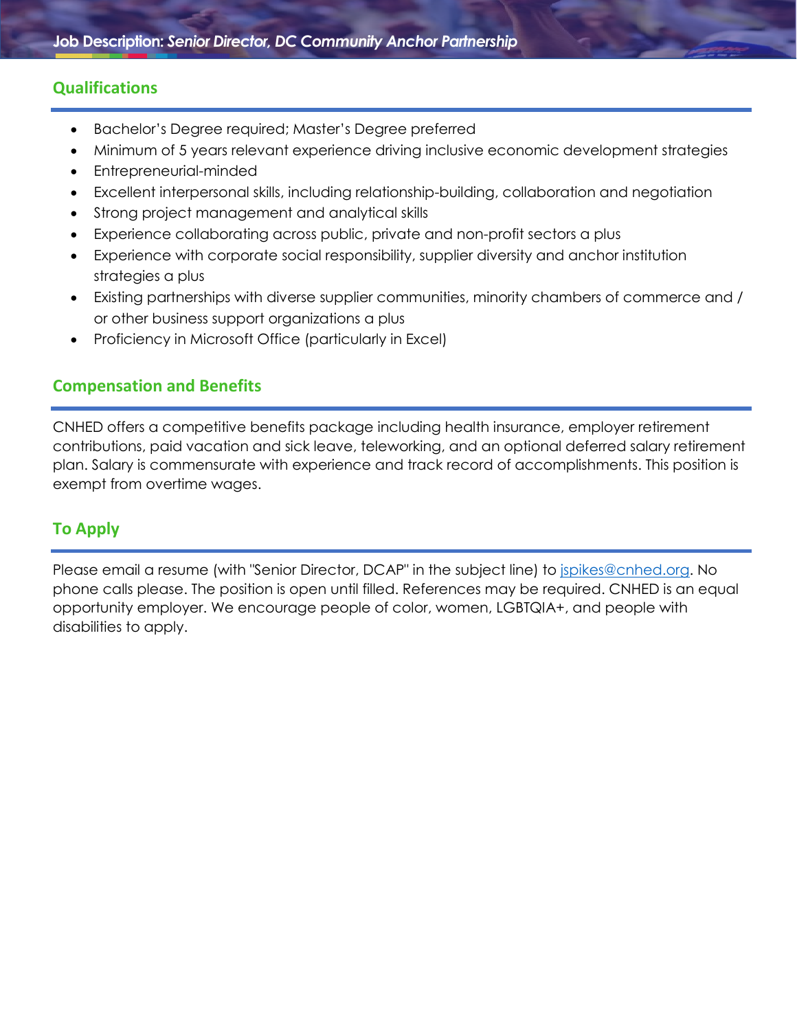## Qualifications

- Bachelor's Degree required; Master's Degree preferred
- Minimum of 5 years relevant experience driving inclusive economic development strategies
- Entrepreneurial-minded
- Excellent interpersonal skills, including relationship-building, collaboration and negotiation
- Strong project management and analytical skills
- Experience collaborating across public, private and non-profit sectors a plus
- Experience with corporate social responsibility, supplier diversity and anchor institution strategies a plus
- Existing partnerships with diverse supplier communities, minority chambers of commerce and / or other business support organizations a plus
- Proficiency in Microsoft Office (particularly in Excel)

## Compensation and Benefits

CNHED offers a competitive benefits package including health insurance, employer retirement contributions, paid vacation and sick leave, teleworking, and an optional deferred salary retirement plan. Salary is commensurate with experience and track record of accomplishments. This position is exempt from overtime wages.

## To Apply

Please email a resume (with "Senior Director, DCAP" in the subject line) to jspikes@cnhed.org. No phone calls please. The position is open until filled. References may be required. CNHED is an equal opportunity employer. We encourage people of color, women, LGBTQIA+, and people with disabilities to apply.